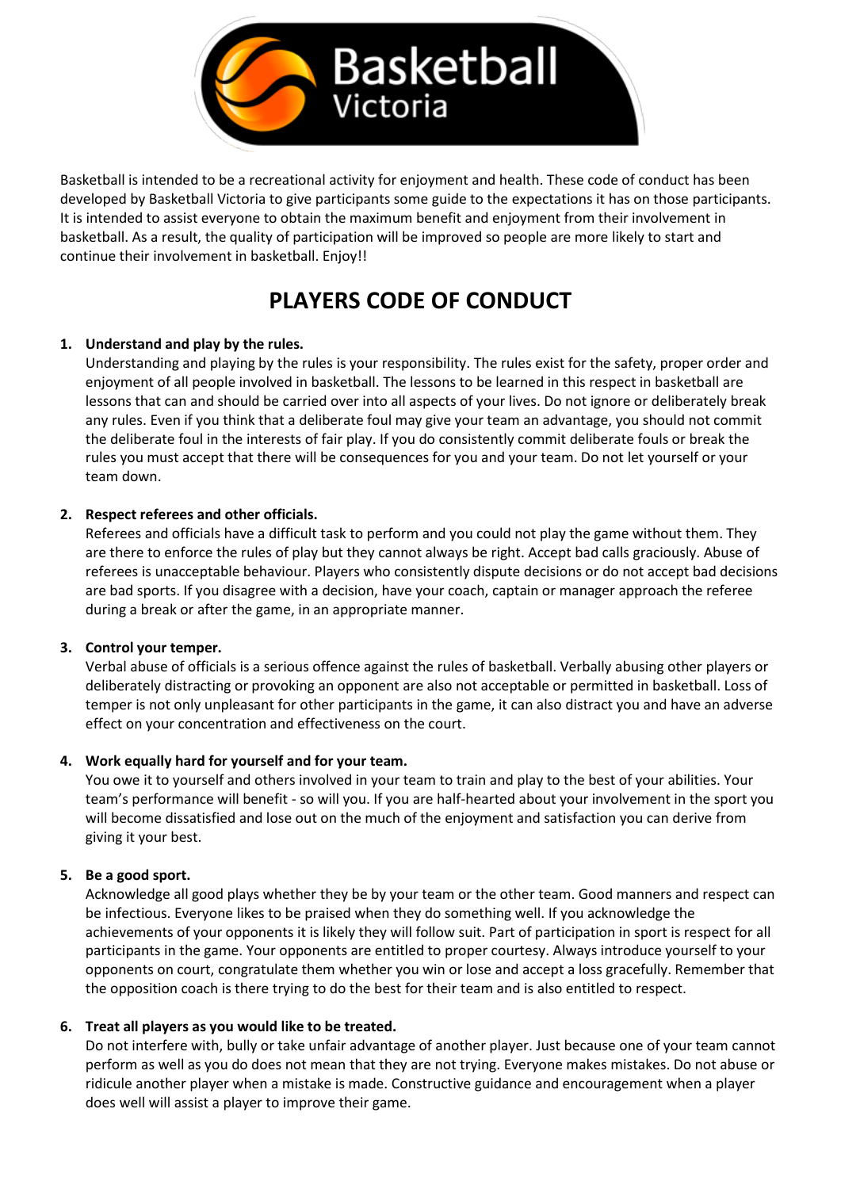Basketball Victoria

Basketball is intended to be a recreational activity for enjoyment and health. These code of conduct has been developed by Basketball Victoria to give participants some guide to the expectations it has on those participants. It is intended to assist everyone to obtain the maximum benefit and enjoyment from their involvement in basketball. As a result, the quality of participation will be improved so people are more likely to start and continue their involvement in basketball. Enjoy!!

# PLAYERS CODE OF CONDUCT

1. **Understand and play by the rules.**
   Understanding and playing by the rules is your responsibility. The rules exist for the safety, proper order and enjoyment of all people involved in basketball. The lessons to be learned in this respect in basketball are lessons that can and should be carried over into all aspects of your lives. Do not ignore or deliberately break any rules. Even if you think that a deliberate foul may give your team an advantage, you should not commit the deliberate foul in the interests of fair play. If you do consistently commit deliberate fouls or break the rules you must accept that there will be consequences for you and your team. Do not let yourself or your team down.

2. **Respect referees and other officials.**
   Referees and officials have a difficult task to perform and you could not play the game without them. They are there to enforce the rules of play but they cannot always be right. Accept bad calls graciously. Abuse of referees is unacceptable behaviour. Players who consistently dispute decisions or do not accept bad decisions are bad sports. If you disagree with a decision, have your coach, captain or manager approach the referee during a break or after the game, in an appropriate manner.

3. **Control your temper.**
   Verbal abuse of officials is a serious offence against the rules of basketball. Verbally abusing other players or deliberately distracting or provoking an opponent are also not acceptable or permitted in basketball. Loss of temper is not only unpleasant for other participants in the game, it can also distract you and have an adverse effect on your concentration and effectiveness on the court.

4. **Work equally hard for yourself and for your team.**
   You owe it to yourself and others involved in your team to train and play to the best of your abilities. Your team's performance will benefit - so will you. If you are half-hearted about your involvement in the sport you will become dissatisfied and lose out on the much of the enjoyment and satisfaction you can derive from giving it your best.

5. **Be a good sport.**
   Acknowledge all good plays whether they be by your team or the other team. Good manners and respect can be infectious. Everyone likes to be praised when they do something well. If you acknowledge the achievements of your opponents it is likely they will follow suit. Part of participation in sport is respect for all participants in the game. Your opponents are entitled to proper courtesy. Always introduce yourself to your opponents on court, congratulate them whether you win or lose and accept a loss gracefully. Remember that the opposition coach is there trying to do the best for their team and is also entitled to respect.

6. **Treat all players as you would like to be treated.**
   Do not interfere with, bully or take unfair advantage of another player. Just because one of your team cannot perform as well as you do does not mean that they are not trying. Everyone makes mistakes. Do not abuse or ridicule another player when a mistake is made. Constructive guidance and encouragement when a player does well will assist a player to improve their game.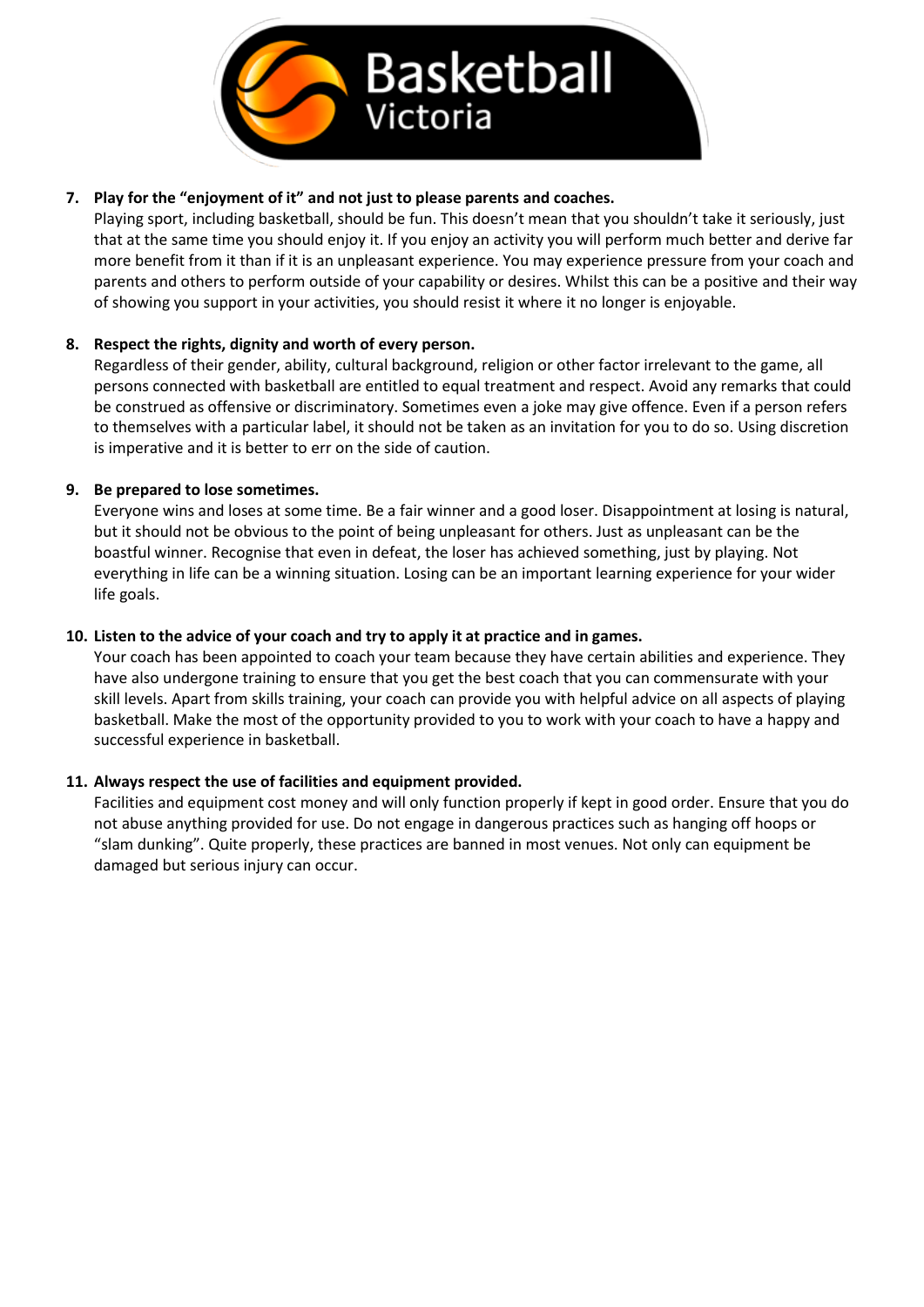7. **Play for the "enjoyment of it" and not just to please parents and coaches.**
   Playing sport, including basketball, should be fun. This doesn't mean that you shouldn't take it seriously, just that at the same time you should enjoy it. If you enjoy an activity you will perform much better and derive far more benefit from it than if it is an unpleasant experience. You may experience pressure from your coach and parents and others to perform outside of your capability or desires. Whilst this can be a positive and their way of showing you support in your activities, you should resist it where it no longer is enjoyable.

8. **Respect the rights, dignity and worth of every person.**
   Regardless of their gender, ability, cultural background, religion or other factor irrelevant to the game, all persons connected with basketball are entitled to equal treatment and respect. Avoid any remarks that could be construed as offensive or discriminatory. Sometimes even a joke may give offence. Even if a person refers to themselves with a particular label, it should not be taken as an invitation for you to do so. Using discretion is imperative and it is better to err on the side of caution.

9. **Be prepared to lose sometimes.**
   Everyone wins and loses at some time. Be a fair winner and a good loser. Disappointment at losing is natural, but it should not be obvious to the point of being unpleasant for others. Just as unpleasant can be the boastful winner. Recognise that even in defeat, the loser has achieved something, just by playing. Not everything in life can be a winning situation. Losing can be an important learning experience for your wider life goals.

10. **Listen to the advice of your coach and try to apply it at practice and in games.**
    Your coach has been appointed to coach your team because they have certain abilities and experience. They have also undergone training to ensure that you get the best coach that you can commensurate with your skill levels. Apart from skills training, your coach can provide you with helpful advice on all aspects of playing basketball. Make the most of the opportunity provided to you to work with your coach to have a happy and successful experience in basketball.

11. **Always respect the use of facilities and equipment provided.**
    Facilities and equipment cost money and will only function properly if kept in good order. Ensure that you do not abuse anything provided for use. Do not engage in dangerous practices such as hanging off hoops or "slam dunking". Quite properly, these practices are banned in most venues. Not only can equipment be damaged but serious injury can occur.